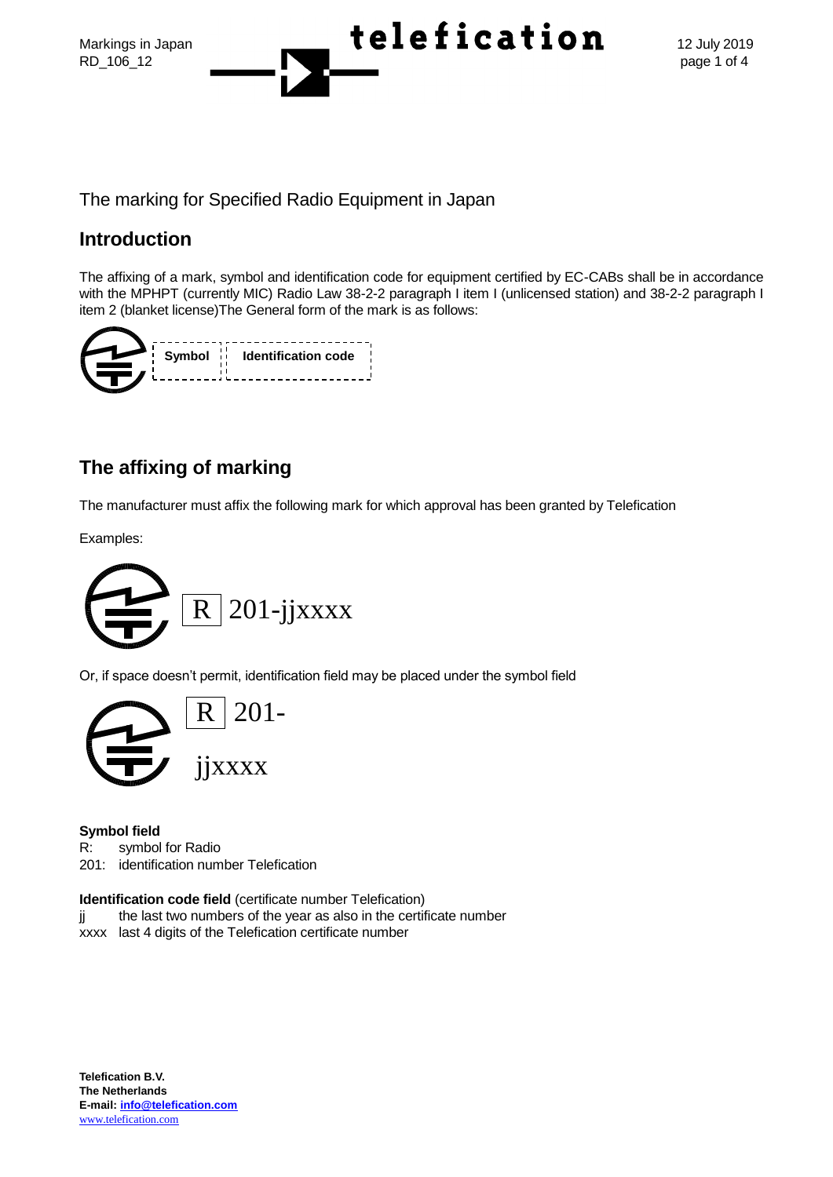The marking for Specified Radio Equipment in Japan

## Introduction

The affixing of a mark, symbol and identification code for equipment certified by EC-CABs shall be in accordance with the MPHPT (currently MIC) Radio Law 38-2-2 paragraph I item I (unlicensed station) and 38-2-2 paragraph I item 2 (blanket license)The General form of the mark is as follows:

| Symbol | Identification code |
|---|---|

## The affixing of marking

The manufacturer must affix the following mark for which approval has been granted by Telefication

Examples:

R 201-jjxxxx

Or, if space doesn't permit, identification field may be placed under the symbol field

R 201-
jjxxxx

**Symbol field**
R: symbol for Radio
201: identification number Telefication

**Identification code field** (certificate number Telefication)
jj the last two numbers of the year as also in the certificate number
xxxx last 4 digits of the Telefication certificate number

**Telefication B.V.**
**The Netherlands**
**E-mail: info@telefication.com**
www.telefication.com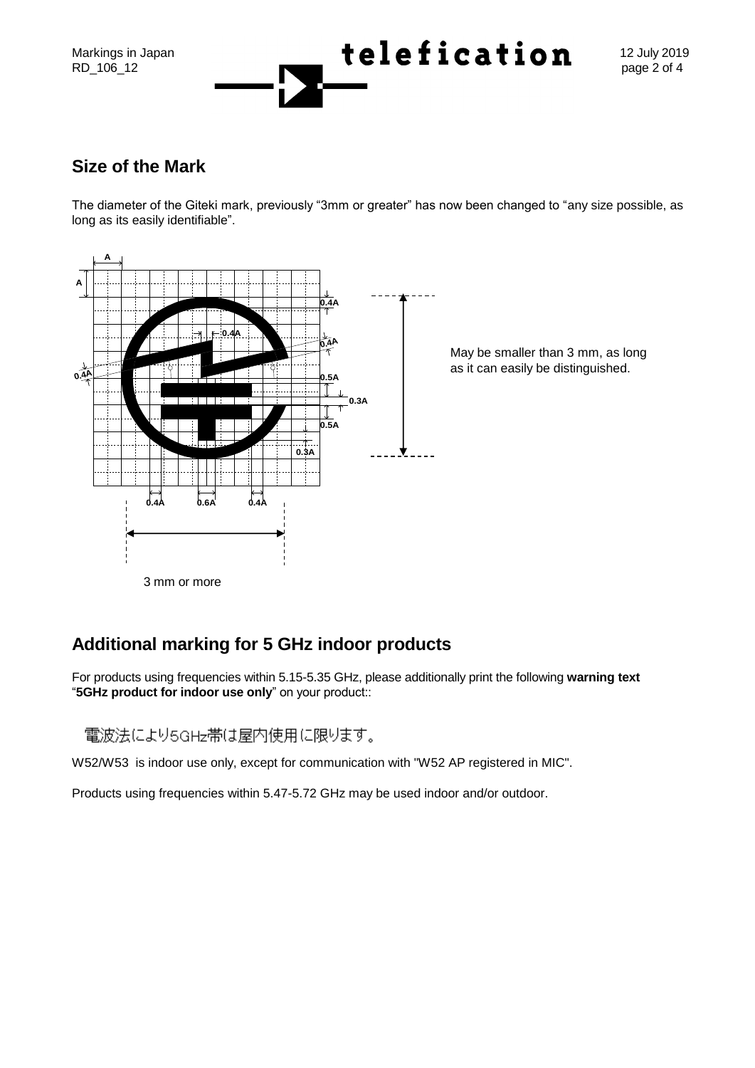## Size of the Mark

The diameter of the Giteki mark, previously "3mm or greater" has now been changed to "any size possible, as long as its easily identifiable".

May be smaller than 3 mm, as long as it can easily be distinguished.

3 mm or more

## Additional marking for 5 GHz indoor products

For products using frequencies within 5.15-5.35 GHz, please additionally print the following **warning text** "**5GHz product for indoor use only**" on your product::

電波法により5GHz帯は屋内使用に限ります。

W52/W53 is indoor use only, except for communication with "W52 AP registered in MIC".

Products using frequencies within 5.47-5.72 GHz may be used indoor and/or outdoor.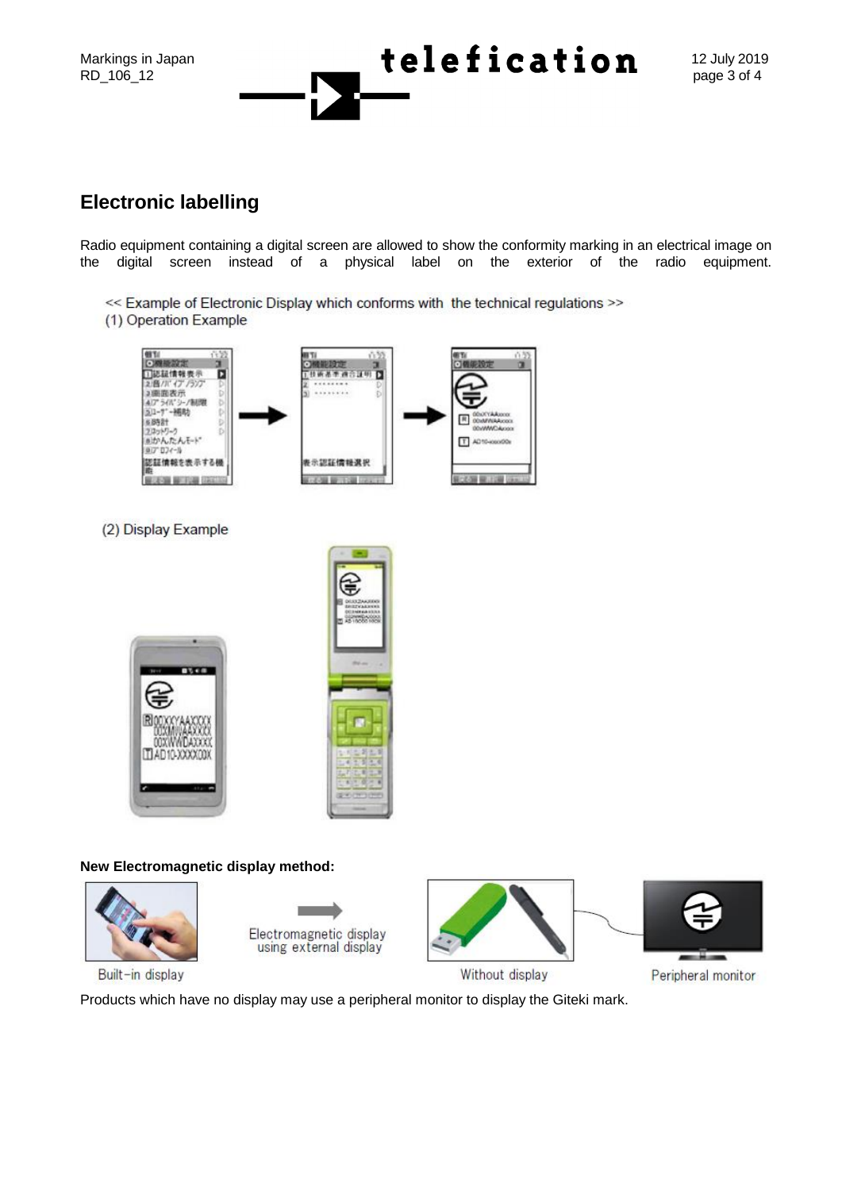## Electronic labelling

Radio equipment containing a digital screen are allowed to show the conformity marking in an electrical image on the digital screen instead of a physical label on the exterior of the radio equipment.

<< Example of Electronic Display which conforms with the technical regulations >>

(1) Operation Example

(2) Display Example

**New Electromagnetic display method:**

Built-in display

Electromagnetic display using external display

Without display

Peripheral monitor

Products which have no display may use a peripheral monitor to display the Giteki mark.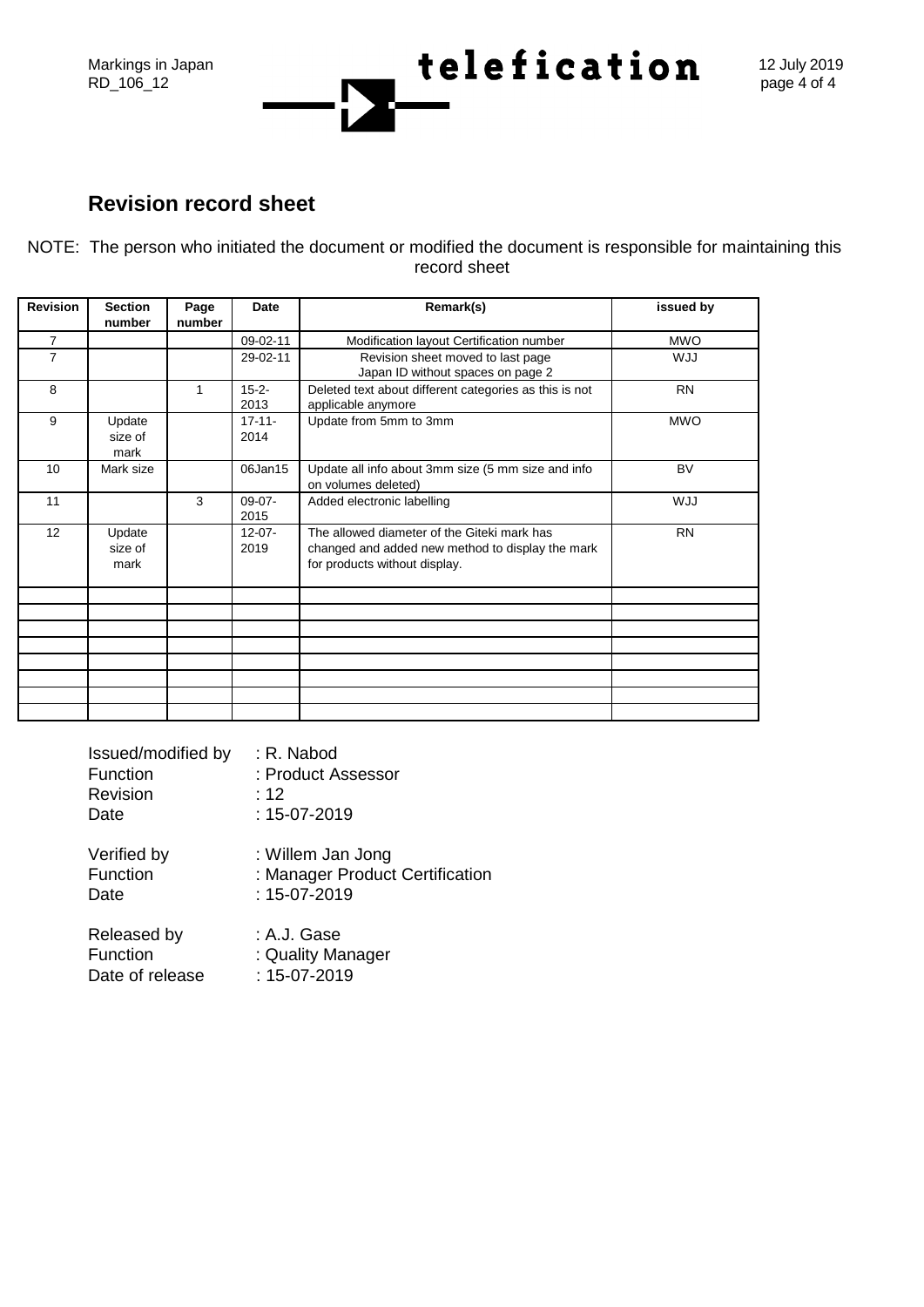## Revision record sheet

NOTE: The person who initiated the document or modified the document is responsible for maintaining this record sheet

| Revision | Section number | Page number | Date | Remark(s) | issued by |
|---|---|---|---|---|---|
| 7 | | | 09-02-11 | Modification layout Certification number | MWO |
| 7 | | | 29-02-11 | Revision sheet moved to last page<br>Japan ID without spaces on page 2 | WJJ |
| 8 | | 1 | 15-2-2013 | Deleted text about different categories as this is not applicable anymore | RN |
| 9 | Update size of mark | | 17-11-2014 | Update from 5mm to 3mm | MWO |
| 10 | Mark size | | 06Jan15 | Update all info about 3mm size (5 mm size and info on volumes deleted) | BV |
| 11 | | 3 | 09-07-2015 | Added electronic labelling | WJJ |
| 12 | Update size of mark | | 12-07-2019 | The allowed diameter of the Giteki mark has changed and added new method to display the mark for products without display. | RN |
| | | | | | |
| | | | | | |
| | | | | | |
| | | | | | |
| | | | | | |
| | | | | | |
| | | | | | |
| | | | | | |

Issued/modified by : R. Nabod
Function : Product Assessor
Revision : 12
Date : 15-07-2019

Verified by : Willem Jan Jong
Function : Manager Product Certification
Date : 15-07-2019

Released by : A.J. Gase
Function : Quality Manager
Date of release : 15-07-2019